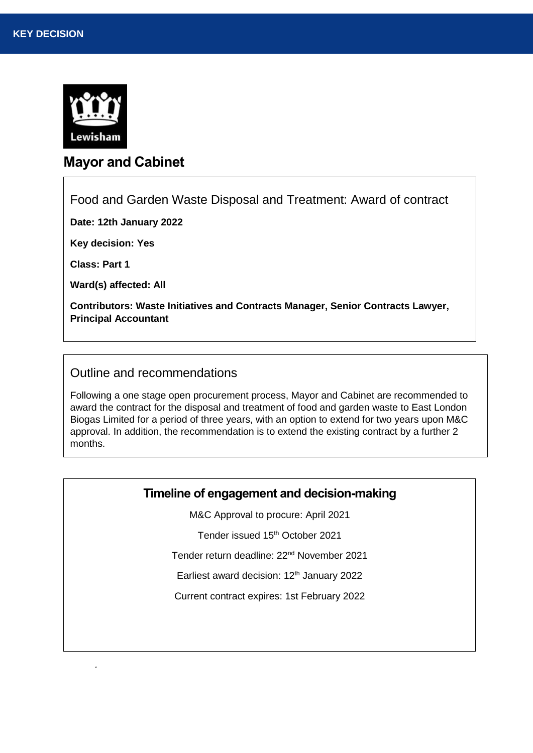**KEY DECISION**

Lewisham

# Mayor and Cabinet

## Food and Garden Waste Disposal and Treatment: Award of contract

**Date: 12th January 2022**

**Key decision: Yes**

**Class: Part 1**

**Ward(s) affected: All**

**Contributors: Waste Initiatives and Contracts Manager, Senior Contracts Lawyer, Principal Accountant**

## Outline and recommendations

Following a one stage open procurement process, Mayor and Cabinet are recommended to award the contract for the disposal and treatment of food and garden waste to East London Biogas Limited for a period of three years, with an option to extend for two years upon M&C approval. In addition, the recommendation is to extend the existing contract by a further 2 months.

## Timeline of engagement and decision-making

M&C Approval to procure: April 2021

Tender issued 15th October 2021

Tender return deadline: 22nd November 2021

Earliest award decision: 12th January 2022

Current contract expires: 1st February 2022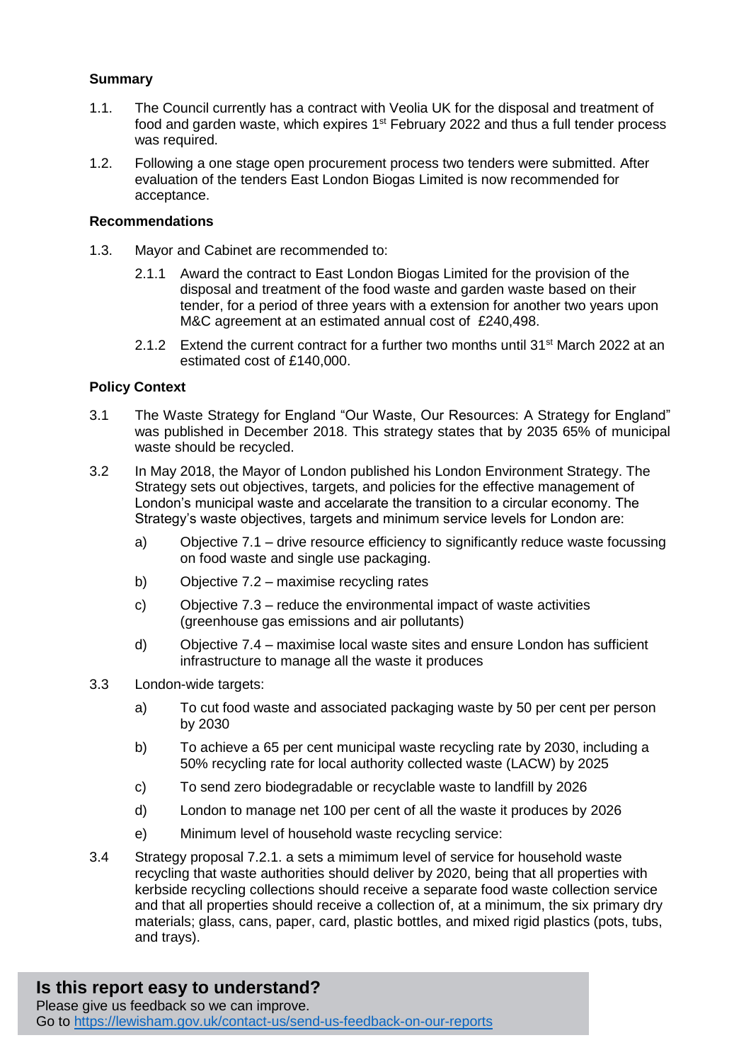**Summary**

1.1. The Council currently has a contract with Veolia UK for the disposal and treatment of food and garden waste, which expires 1st February 2022 and thus a full tender process was required.

1.2. Following a one stage open procurement process two tenders were submitted. After evaluation of the tenders East London Biogas Limited is now recommended for acceptance.

**Recommendations**

1.3. Mayor and Cabinet are recommended to:

2.1.1 Award the contract to East London Biogas Limited for the provision of the disposal and treatment of the food waste and garden waste based on their tender, for a period of three years with a extension for another two years upon M&C agreement at an estimated annual cost of £240,498.

2.1.2 Extend the current contract for a further two months until 31st March 2022 at an estimated cost of £140,000.

**Policy Context**

3.1 The Waste Strategy for England "Our Waste, Our Resources: A Strategy for England" was published in December 2018. This strategy states that by 2035 65% of municipal waste should be recycled.

3.2 In May 2018, the Mayor of London published his London Environment Strategy. The Strategy sets out objectives, targets, and policies for the effective management of London's municipal waste and accelarate the transition to a circular economy. The Strategy's waste objectives, targets and minimum service levels for London are:

a) Objective 7.1 – drive resource efficiency to significantly reduce waste focussing on food waste and single use packaging.

b) Objective 7.2 – maximise recycling rates

c) Objective 7.3 – reduce the environmental impact of waste activities (greenhouse gas emissions and air pollutants)

d) Objective 7.4 – maximise local waste sites and ensure London has sufficient infrastructure to manage all the waste it produces

3.3 London-wide targets:

a) To cut food waste and associated packaging waste by 50 per cent per person by 2030

b) To achieve a 65 per cent municipal waste recycling rate by 2030, including a 50% recycling rate for local authority collected waste (LACW) by 2025

c) To send zero biodegradable or recyclable waste to landfill by 2026

d) London to manage net 100 per cent of all the waste it produces by 2026

e) Minimum level of household waste recycling service:

3.4 Strategy proposal 7.2.1. a sets a mimimum level of service for household waste recycling that waste authorities should deliver by 2020, being that all properties with kerbside recycling collections should receive a separate food waste collection service and that all properties should receive a collection of, at a minimum, the six primary dry materials; glass, cans, paper, card, plastic bottles, and mixed rigid plastics (pots, tubs, and trays).

**Is this report easy to understand?**

Please give us feedback so we can improve.
Go to https://lewisham.gov.uk/contact-us/send-us-feedback-on-our-reports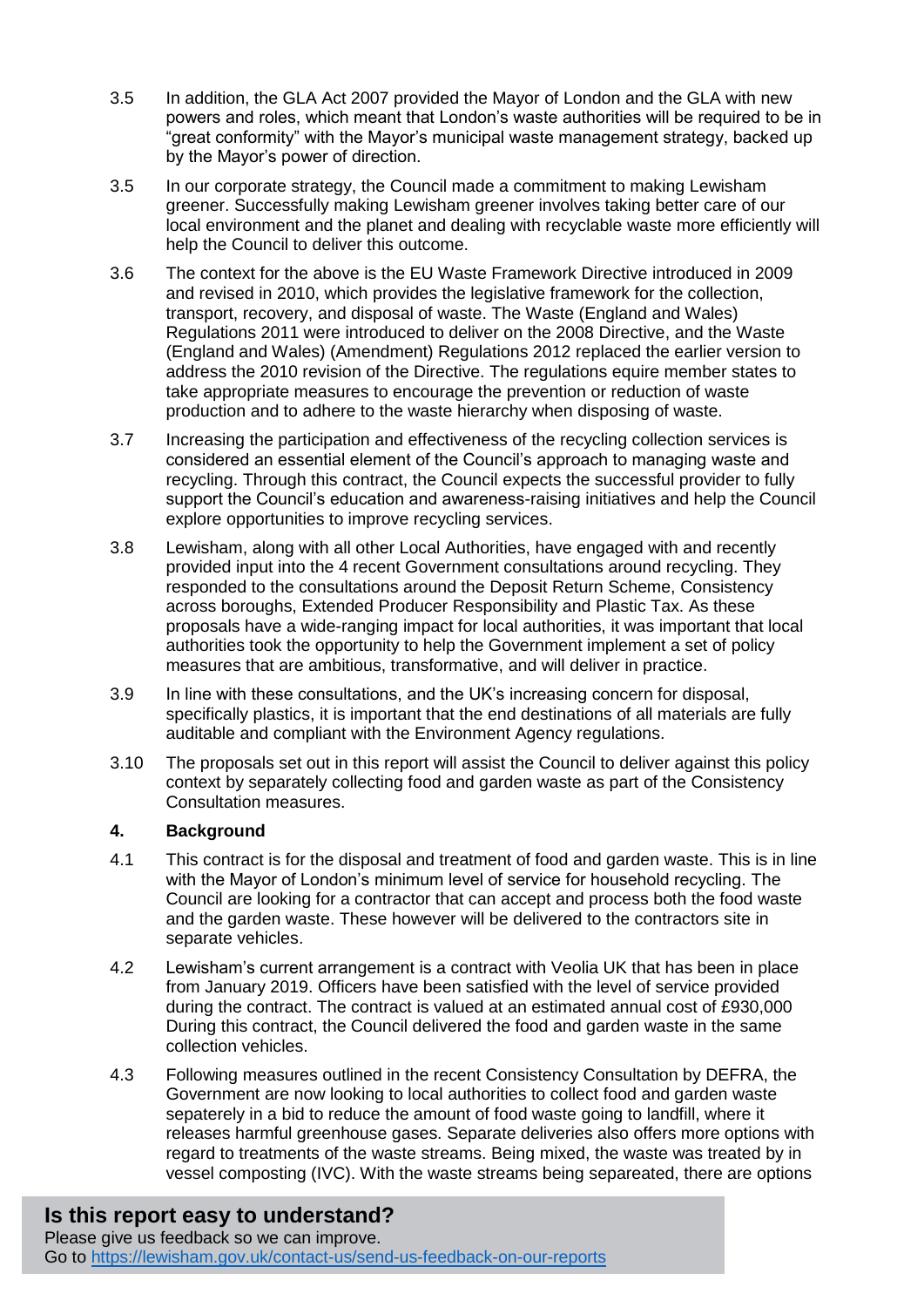3.5 In addition, the GLA Act 2007 provided the Mayor of London and the GLA with new powers and roles, which meant that London's waste authorities will be required to be in "great conformity" with the Mayor's municipal waste management strategy, backed up by the Mayor's power of direction.

3.5 In our corporate strategy, the Council made a commitment to making Lewisham greener. Successfully making Lewisham greener involves taking better care of our local environment and the planet and dealing with recyclable waste more efficiently will help the Council to deliver this outcome.

3.6 The context for the above is the EU Waste Framework Directive introduced in 2009 and revised in 2010, which provides the legislative framework for the collection, transport, recovery, and disposal of waste. The Waste (England and Wales) Regulations 2011 were introduced to deliver on the 2008 Directive, and the Waste (England and Wales) (Amendment) Regulations 2012 replaced the earlier version to address the 2010 revision of the Directive. The regulations equire member states to take appropriate measures to encourage the prevention or reduction of waste production and to adhere to the waste hierarchy when disposing of waste.

3.7 Increasing the participation and effectiveness of the recycling collection services is considered an essential element of the Council's approach to managing waste and recycling. Through this contract, the Council expects the successful provider to fully support the Council's education and awareness-raising initiatives and help the Council explore opportunities to improve recycling services.

3.8 Lewisham, along with all other Local Authorities, have engaged with and recently provided input into the 4 recent Government consultations around recycling. They responded to the consultations around the Deposit Return Scheme, Consistency across boroughs, Extended Producer Responsibility and Plastic Tax. As these proposals have a wide-ranging impact for local authorities, it was important that local authorities took the opportunity to help the Government implement a set of policy measures that are ambitious, transformative, and will deliver in practice.

3.9 In line with these consultations, and the UK's increasing concern for disposal, specifically plastics, it is important that the end destinations of all materials are fully auditable and compliant with the Environment Agency regulations.

3.10 The proposals set out in this report will assist the Council to deliver against this policy context by separately collecting food and garden waste as part of the Consistency Consultation measures.

## 4. Background

4.1 This contract is for the disposal and treatment of food and garden waste. This is in line with the Mayor of London's minimum level of service for household recycling. The Council are looking for a contractor that can accept and process both the food waste and the garden waste. These however will be delivered to the contractors site in separate vehicles.

4.2 Lewisham's current arrangement is a contract with Veolia UK that has been in place from January 2019. Officers have been satisfied with the level of service provided during the contract. The contract is valued at an estimated annual cost of £930,000 During this contract, the Council delivered the food and garden waste in the same collection vehicles.

4.3 Following measures outlined in the recent Consistency Consultation by DEFRA, the Government are now looking to local authorities to collect food and garden waste sepaterely in a bid to reduce the amount of food waste going to landfill, where it releases harmful greenhouse gases. Separate deliveries also offers more options with regard to treatments of the waste streams. Being mixed, the waste was treated by in vessel composting (IVC). With the waste streams being separeated, there are options

**Is this report easy to understand?**
Please give us feedback so we can improve.
Go to https://lewisham.gov.uk/contact-us/send-us-feedback-on-our-reports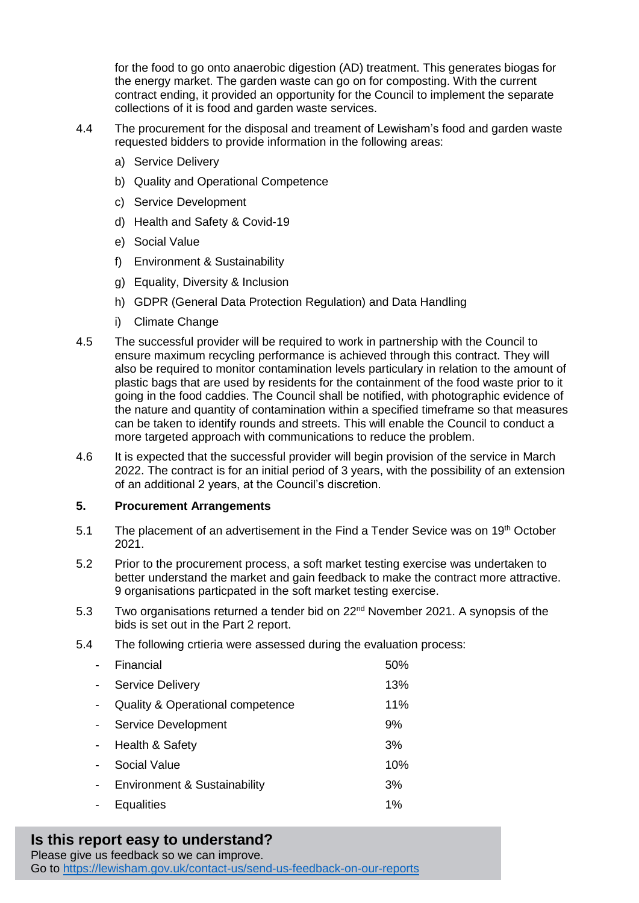for the food to go onto anaerobic digestion (AD) treatment. This generates biogas for the energy market. The garden waste can go on for composting. With the current contract ending, it provided an opportunity for the Council to implement the separate collections of it is food and garden waste services.

4.4 The procurement for the disposal and treament of Lewisham's food and garden waste requested bidders to provide information in the following areas:

a) Service Delivery
b) Quality and Operational Competence
c) Service Development
d) Health and Safety & Covid-19
e) Social Value
f) Environment & Sustainability
g) Equality, Diversity & Inclusion
h) GDPR (General Data Protection Regulation) and Data Handling
i) Climate Change

4.5 The successful provider will be required to work in partnership with the Council to ensure maximum recycling performance is achieved through this contract. They will also be required to monitor contamination levels particulary in relation to the amount of plastic bags that are used by residents for the containment of the food waste prior to it going in the food caddies. The Council shall be notified, with photographic evidence of the nature and quantity of contamination within a specified timeframe so that measures can be taken to identify rounds and streets. This will enable the Council to conduct a more targeted approach with communications to reduce the problem.

4.6 It is expected that the successful provider will begin provision of the service in March 2022. The contract is for an initial period of 3 years, with the possibility of an extension of an additional 2 years, at the Council's discretion.

## 5. Procurement Arrangements

5.1 The placement of an advertisement in the Find a Tender Sevice was on 19th October 2021.

5.2 Prior to the procurement process, a soft market testing exercise was undertaken to better understand the market and gain feedback to make the contract more attractive. 9 organisations particpated in the soft market testing exercise.

5.3 Two organisations returned a tender bid on 22nd November 2021. A synopsis of the bids is set out in the Part 2 report.

5.4 The following crtieria were assessed during the evaluation process:

| Criteria | Weighting |
|---|---|
| Financial | 50% |
| Service Delivery | 13% |
| Quality & Operational competence | 11% |
| Service Development | 9% |
| Health & Safety | 3% |
| Social Value | 10% |
| Environment & Sustainability | 3% |
| Equalities | 1% |

**Is this report easy to understand?**
Please give us feedback so we can improve.
Go to https://lewisham.gov.uk/contact-us/send-us-feedback-on-our-reports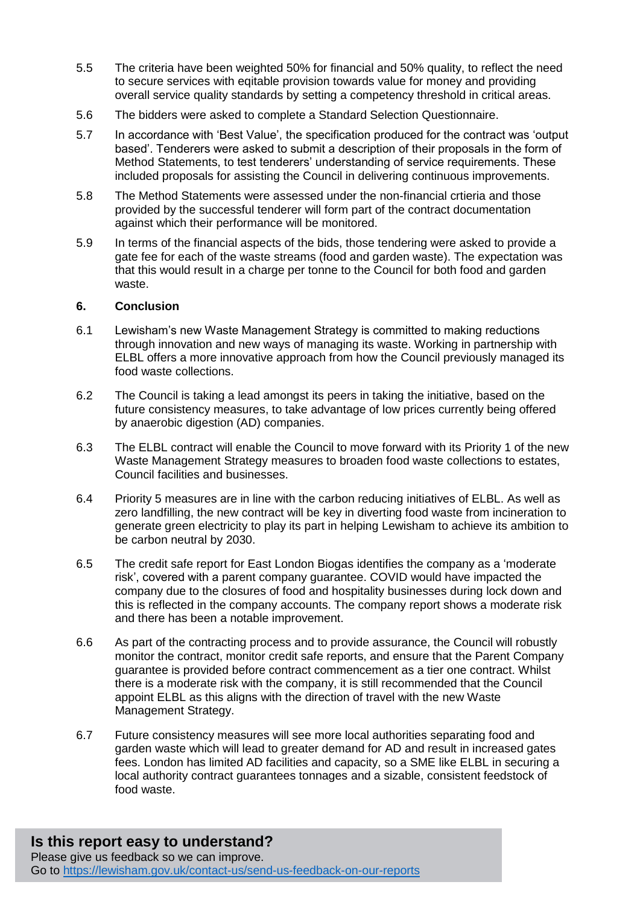5.5 The criteria have been weighted 50% for financial and 50% quality, to reflect the need to secure services with eqitable provision towards value for money and providing overall service quality standards by setting a competency threshold in critical areas.

5.6 The bidders were asked to complete a Standard Selection Questionnaire.

5.7 In accordance with 'Best Value', the specification produced for the contract was 'output based'. Tenderers were asked to submit a description of their proposals in the form of Method Statements, to test tenderers' understanding of service requirements. These included proposals for assisting the Council in delivering continuous improvements.

5.8 The Method Statements were assessed under the non-financial crtieria and those provided by the successful tenderer will form part of the contract documentation against which their performance will be monitored.

5.9 In terms of the financial aspects of the bids, those tendering were asked to provide a gate fee for each of the waste streams (food and garden waste). The expectation was that this would result in a charge per tonne to the Council for both food and garden waste.

## 6. Conclusion

6.1 Lewisham's new Waste Management Strategy is committed to making reductions through innovation and new ways of managing its waste. Working in partnership with ELBL offers a more innovative approach from how the Council previously managed its food waste collections.

6.2 The Council is taking a lead amongst its peers in taking the initiative, based on the future consistency measures, to take advantage of low prices currently being offered by anaerobic digestion (AD) companies.

6.3 The ELBL contract will enable the Council to move forward with its Priority 1 of the new Waste Management Strategy measures to broaden food waste collections to estates, Council facilities and businesses.

6.4 Priority 5 measures are in line with the carbon reducing initiatives of ELBL. As well as zero landfilling, the new contract will be key in diverting food waste from incineration to generate green electricity to play its part in helping Lewisham to achieve its ambition to be carbon neutral by 2030.

6.5 The credit safe report for East London Biogas identifies the company as a 'moderate risk', covered with a parent company guarantee. COVID would have impacted the company due to the closures of food and hospitality businesses during lock down and this is reflected in the company accounts. The company report shows a moderate risk and there has been a notable improvement.

6.6 As part of the contracting process and to provide assurance, the Council will robustly monitor the contract, monitor credit safe reports, and ensure that the Parent Company guarantee is provided before contract commencement as a tier one contract. Whilst there is a moderate risk with the company, it is still recommended that the Council appoint ELBL as this aligns with the direction of travel with the new Waste Management Strategy.

6.7 Future consistency measures will see more local authorities separating food and garden waste which will lead to greater demand for AD and result in increased gates fees. London has limited AD facilities and capacity, so a SME like ELBL in securing a local authority contract guarantees tonnages and a sizable, consistent feedstock of food waste.

**Is this report easy to understand?**
Please give us feedback so we can improve.
Go to https://lewisham.gov.uk/contact-us/send-us-feedback-on-our-reports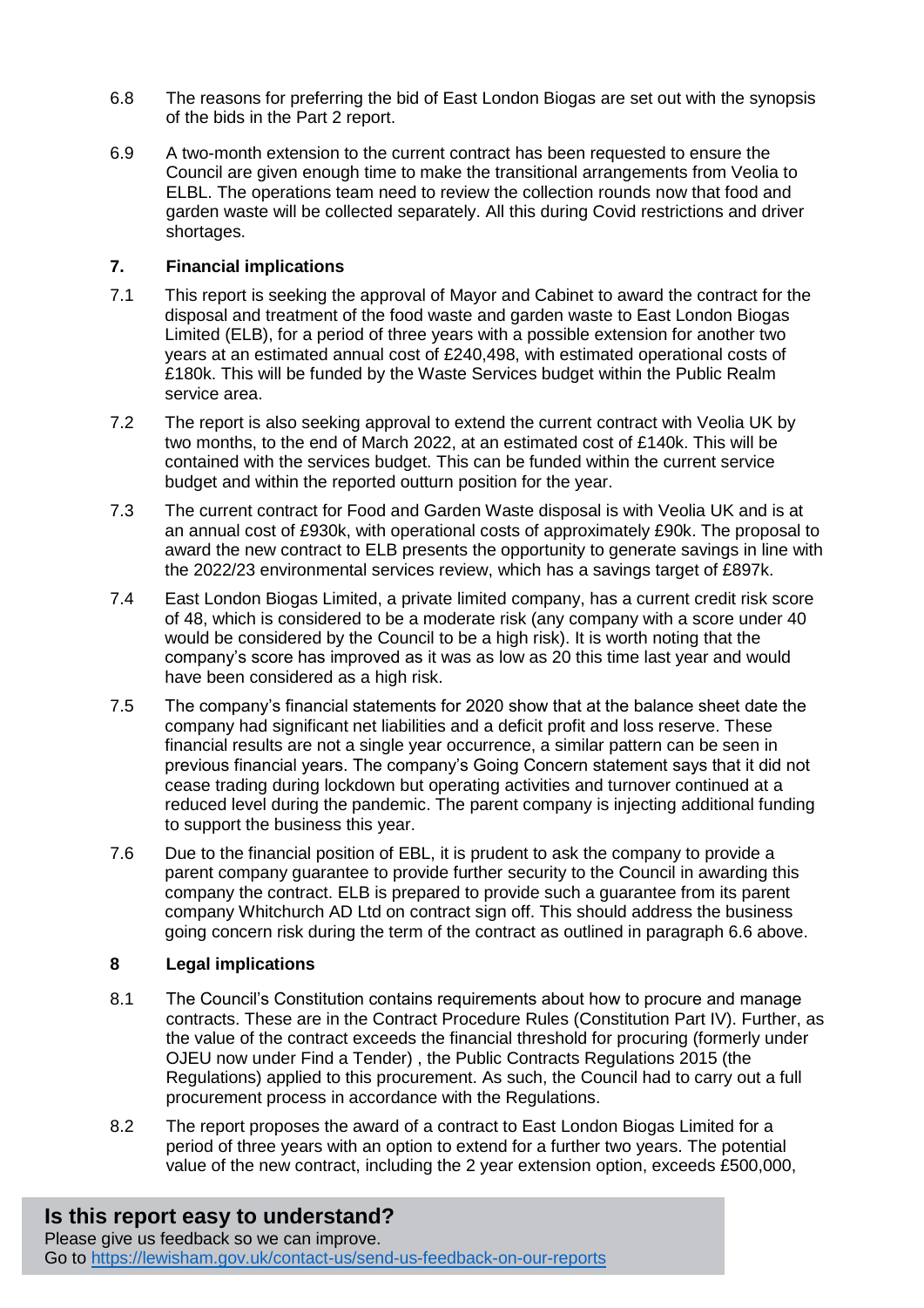6.8 The reasons for preferring the bid of East London Biogas are set out with the synopsis of the bids in the Part 2 report.

6.9 A two-month extension to the current contract has been requested to ensure the Council are given enough time to make the transitional arrangements from Veolia to ELBL. The operations team need to review the collection rounds now that food and garden waste will be collected separately. All this during Covid restrictions and driver shortages.

## 7. Financial implications

7.1 This report is seeking the approval of Mayor and Cabinet to award the contract for the disposal and treatment of the food waste and garden waste to East London Biogas Limited (ELB), for a period of three years with a possible extension for another two years at an estimated annual cost of £240,498, with estimated operational costs of £180k. This will be funded by the Waste Services budget within the Public Realm service area.

7.2 The report is also seeking approval to extend the current contract with Veolia UK by two months, to the end of March 2022, at an estimated cost of £140k. This will be contained with the services budget. This can be funded within the current service budget and within the reported outturn position for the year.

7.3 The current contract for Food and Garden Waste disposal is with Veolia UK and is at an annual cost of £930k, with operational costs of approximately £90k. The proposal to award the new contract to ELB presents the opportunity to generate savings in line with the 2022/23 environmental services review, which has a savings target of £897k.

7.4 East London Biogas Limited, a private limited company, has a current credit risk score of 48, which is considered to be a moderate risk (any company with a score under 40 would be considered by the Council to be a high risk). It is worth noting that the company's score has improved as it was as low as 20 this time last year and would have been considered as a high risk.

7.5 The company's financial statements for 2020 show that at the balance sheet date the company had significant net liabilities and a deficit profit and loss reserve. These financial results are not a single year occurrence, a similar pattern can be seen in previous financial years. The company's Going Concern statement says that it did not cease trading during lockdown but operating activities and turnover continued at a reduced level during the pandemic. The parent company is injecting additional funding to support the business this year.

7.6 Due to the financial position of EBL, it is prudent to ask the company to provide a parent company guarantee to provide further security to the Council in awarding this company the contract. ELB is prepared to provide such a guarantee from its parent company Whitchurch AD Ltd on contract sign off. This should address the business going concern risk during the term of the contract as outlined in paragraph 6.6 above.

## 8 Legal implications

8.1 The Council's Constitution contains requirements about how to procure and manage contracts. These are in the Contract Procedure Rules (Constitution Part IV). Further, as the value of the contract exceeds the financial threshold for procuring (formerly under OJEU now under Find a Tender) , the Public Contracts Regulations 2015 (the Regulations) applied to this procurement. As such, the Council had to carry out a full procurement process in accordance with the Regulations.

8.2 The report proposes the award of a contract to East London Biogas Limited for a period of three years with an option to extend for a further two years. The potential value of the new contract, including the 2 year extension option, exceeds £500,000,

**Is this report easy to understand?**
Please give us feedback so we can improve.
Go to https://lewisham.gov.uk/contact-us/send-us-feedback-on-our-reports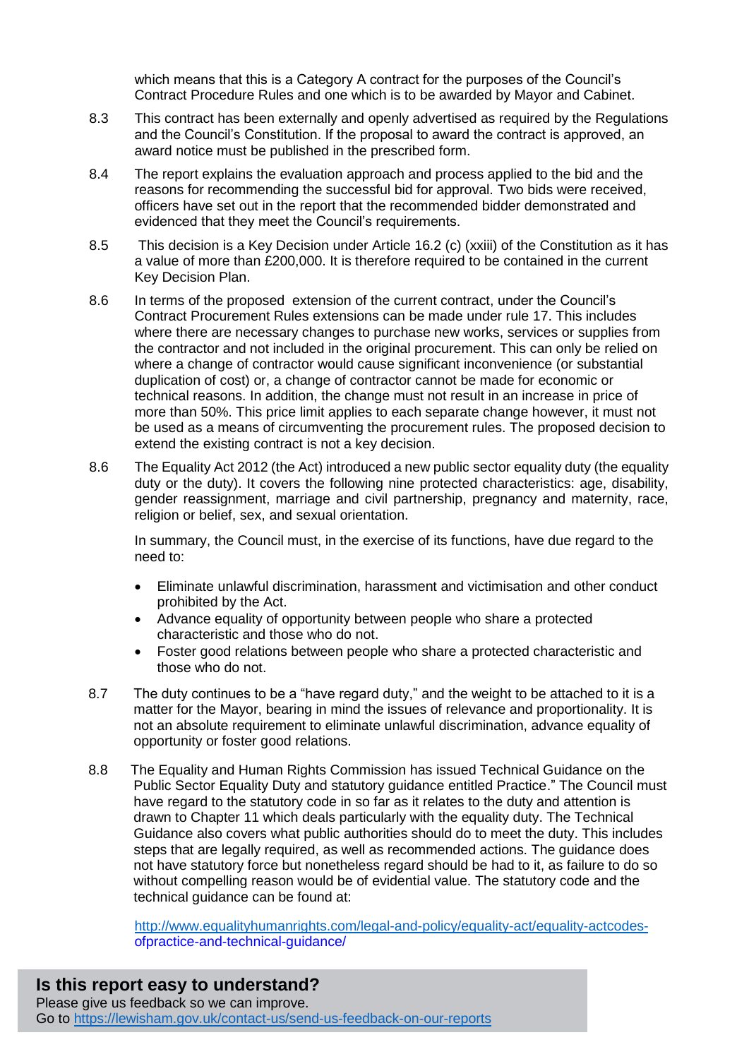which means that this is a Category A contract for the purposes of the Council's Contract Procedure Rules and one which is to be awarded by Mayor and Cabinet.

8.3 This contract has been externally and openly advertised as required by the Regulations and the Council's Constitution. If the proposal to award the contract is approved, an award notice must be published in the prescribed form.

8.4 The report explains the evaluation approach and process applied to the bid and the reasons for recommending the successful bid for approval. Two bids were received, officers have set out in the report that the recommended bidder demonstrated and evidenced that they meet the Council's requirements.

8.5 This decision is a Key Decision under Article 16.2 (c) (xxiii) of the Constitution as it has a value of more than £200,000. It is therefore required to be contained in the current Key Decision Plan.

8.6 In terms of the proposed extension of the current contract, under the Council's Contract Procurement Rules extensions can be made under rule 17. This includes where there are necessary changes to purchase new works, services or supplies from the contractor and not included in the original procurement. This can only be relied on where a change of contractor would cause significant inconvenience (or substantial duplication of cost) or, a change of contractor cannot be made for economic or technical reasons. In addition, the change must not result in an increase in price of more than 50%. This price limit applies to each separate change however, it must not be used as a means of circumventing the procurement rules. The proposed decision to extend the existing contract is not a key decision.

8.6 The Equality Act 2012 (the Act) introduced a new public sector equality duty (the equality duty or the duty). It covers the following nine protected characteristics: age, disability, gender reassignment, marriage and civil partnership, pregnancy and maternity, race, religion or belief, sex, and sexual orientation.

In summary, the Council must, in the exercise of its functions, have due regard to the need to:

- Eliminate unlawful discrimination, harassment and victimisation and other conduct prohibited by the Act.
- Advance equality of opportunity between people who share a protected characteristic and those who do not.
- Foster good relations between people who share a protected characteristic and those who do not.

8.7 The duty continues to be a "have regard duty," and the weight to be attached to it is a matter for the Mayor, bearing in mind the issues of relevance and proportionality. It is not an absolute requirement to eliminate unlawful discrimination, advance equality of opportunity or foster good relations.

8.8 The Equality and Human Rights Commission has issued Technical Guidance on the Public Sector Equality Duty and statutory guidance entitled Practice." The Council must have regard to the statutory code in so far as it relates to the duty and attention is drawn to Chapter 11 which deals particularly with the equality duty. The Technical Guidance also covers what public authorities should do to meet the duty. This includes steps that are legally required, as well as recommended actions. The guidance does not have statutory force but nonetheless regard should be had to it, as failure to do so without compelling reason would be of evidential value. The statutory code and the technical guidance can be found at:

[http://www.equalityhumanrights.com/legal-and-policy/equality-act/equality-actcodes-ofpractice-and-technical-guidance/](http://www.equalityhumanrights.com/legal-and-policy/equality-act/equality-actcodes-ofpractice-and-technical-guidance/)

**Is this report easy to understand?**
Please give us feedback so we can improve.
Go to [https://lewisham.gov.uk/contact-us/send-us-feedback-on-our-reports](https://lewisham.gov.uk/contact-us/send-us-feedback-on-our-reports)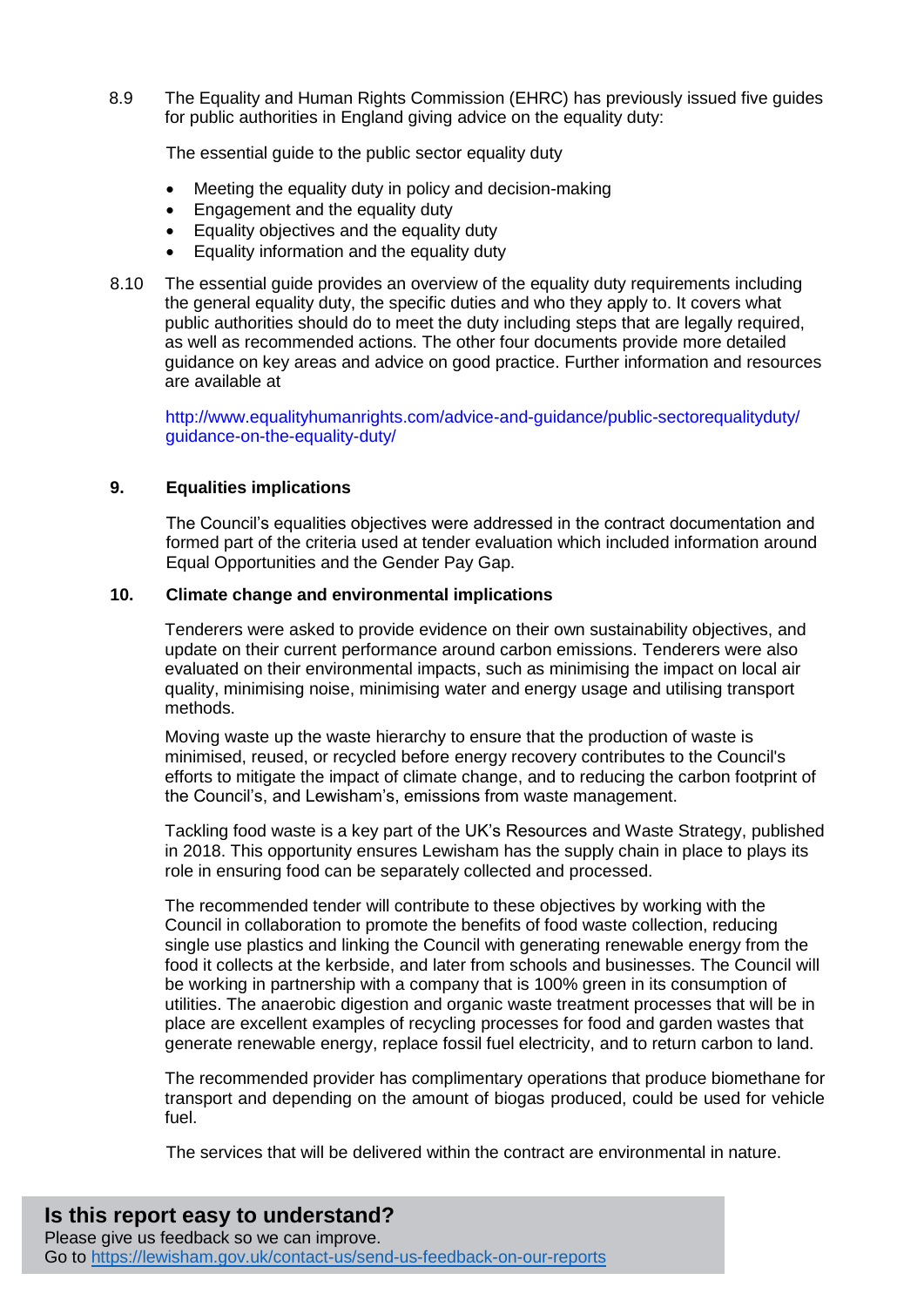8.9 The Equality and Human Rights Commission (EHRC) has previously issued five guides for public authorities in England giving advice on the equality duty:

The essential guide to the public sector equality duty

- Meeting the equality duty in policy and decision-making
- Engagement and the equality duty
- Equality objectives and the equality duty
- Equality information and the equality duty

8.10 The essential guide provides an overview of the equality duty requirements including the general equality duty, the specific duties and who they apply to. It covers what public authorities should do to meet the duty including steps that are legally required, as well as recommended actions. The other four documents provide more detailed guidance on key areas and advice on good practice. Further information and resources are available at

http://www.equalityhumanrights.com/advice-and-guidance/public-sectorequalityduty/guidance-on-the-equality-duty/

## 9. Equalities implications

The Council's equalities objectives were addressed in the contract documentation and formed part of the criteria used at tender evaluation which included information around Equal Opportunities and the Gender Pay Gap.

## 10. Climate change and environmental implications

Tenderers were asked to provide evidence on their own sustainability objectives, and update on their current performance around carbon emissions. Tenderers were also evaluated on their environmental impacts, such as minimising the impact on local air quality, minimising noise, minimising water and energy usage and utilising transport methods.

Moving waste up the waste hierarchy to ensure that the production of waste is minimised, reused, or recycled before energy recovery contributes to the Council's efforts to mitigate the impact of climate change, and to reducing the carbon footprint of the Council's, and Lewisham's, emissions from waste management.

Tackling food waste is a key part of the UK's Resources and Waste Strategy, published in 2018. This opportunity ensures Lewisham has the supply chain in place to plays its role in ensuring food can be separately collected and processed.

The recommended tender will contribute to these objectives by working with the Council in collaboration to promote the benefits of food waste collection, reducing single use plastics and linking the Council with generating renewable energy from the food it collects at the kerbside, and later from schools and businesses. The Council will be working in partnership with a company that is 100% green in its consumption of utilities. The anaerobic digestion and organic waste treatment processes that will be in place are excellent examples of recycling processes for food and garden wastes that generate renewable energy, replace fossil fuel electricity, and to return carbon to land.

The recommended provider has complimentary operations that produce biomethane for transport and depending on the amount of biogas produced, could be used for vehicle fuel.

The services that will be delivered within the contract are environmental in nature.

**Is this report easy to understand?**
Please give us feedback so we can improve.
Go to https://lewisham.gov.uk/contact-us/send-us-feedback-on-our-reports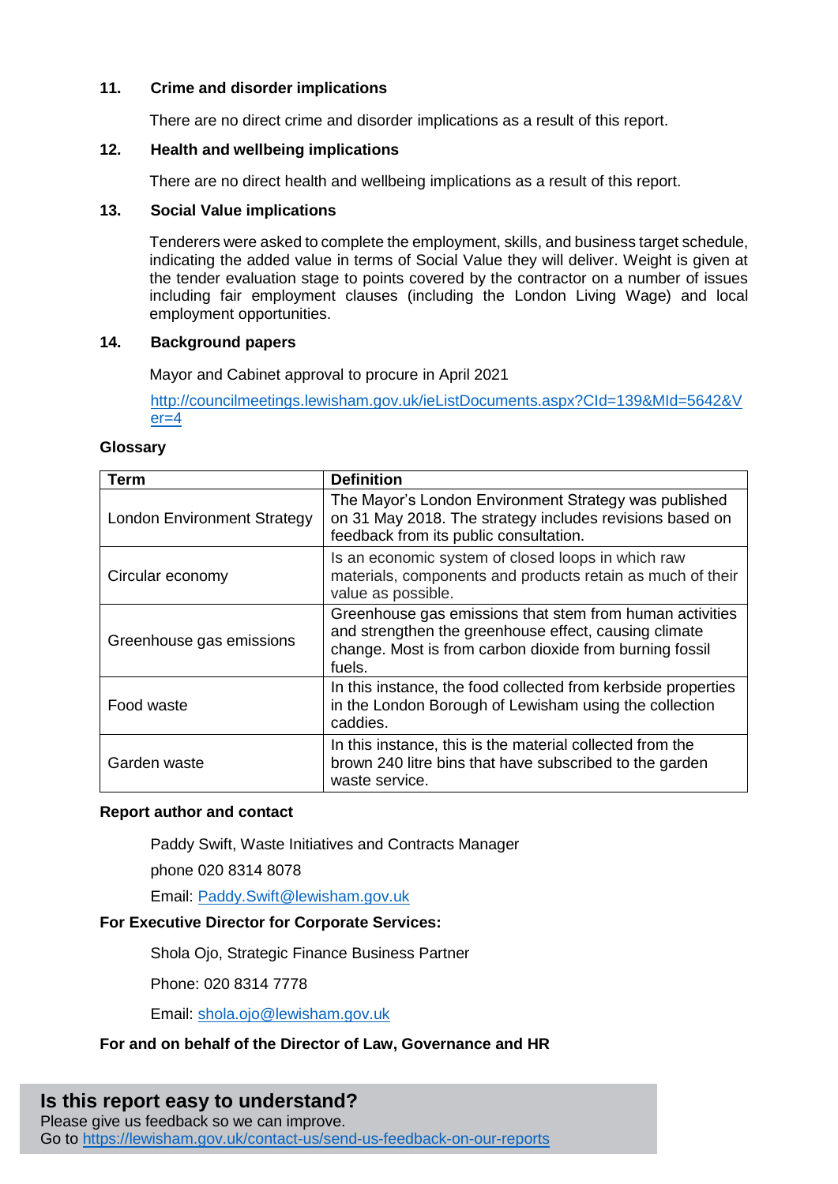## 11. Crime and disorder implications

There are no direct crime and disorder implications as a result of this report.

## 12. Health and wellbeing implications

There are no direct health and wellbeing implications as a result of this report.

## 13. Social Value implications

Tenderers were asked to complete the employment, skills, and business target schedule, indicating the added value in terms of Social Value they will deliver. Weight is given at the tender evaluation stage to points covered by the contractor on a number of issues including fair employment clauses (including the London Living Wage) and local employment opportunities.

## 14. Background papers

Mayor and Cabinet approval to procure in April 2021

http://councilmeetings.lewisham.gov.uk/ieListDocuments.aspx?CId=139&MId=5642&Ver=4

**Glossary**

| Term | Definition |
|---|---|
| London Environment Strategy | The Mayor's London Environment Strategy was published on 31 May 2018. The strategy includes revisions based on feedback from its public consultation. |
| Circular economy | Is an economic system of closed loops in which raw materials, components and products retain as much of their value as possible. |
| Greenhouse gas emissions | Greenhouse gas emissions that stem from human activities and strengthen the greenhouse effect, causing climate change. Most is from carbon dioxide from burning fossil fuels. |
| Food waste | In this instance, the food collected from kerbside properties in the London Borough of Lewisham using the collection caddies. |
| Garden waste | In this instance, this is the material collected from the brown 240 litre bins that have subscribed to the garden waste service. |

**Report author and contact**

Paddy Swift, Waste Initiatives and Contracts Manager

phone 020 8314 8078

Email: Paddy.Swift@lewisham.gov.uk

**For Executive Director for Corporate Services:**

Shola Ojo, Strategic Finance Business Partner

Phone: 020 8314 7778

Email: shola.ojo@lewisham.gov.uk

**For and on behalf of the Director of Law, Governance and HR**

**Is this report easy to understand?**

Please give us feedback so we can improve.
Go to https://lewisham.gov.uk/contact-us/send-us-feedback-on-our-reports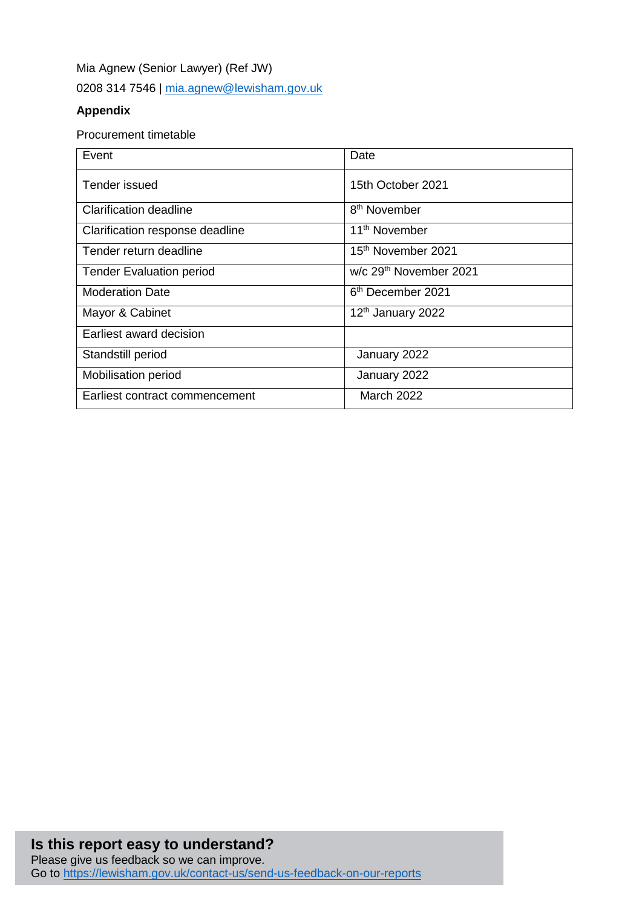Mia Agnew (Senior Lawyer) (Ref JW)

0208 314 7546 | mia.agnew@lewisham.gov.uk

**Appendix**

Procurement timetable

| Event | Date |
|---|---|
| Tender issued | 15th October 2021 |
| Clarification deadline | 8th November |
| Clarification response deadline | 11th November |
| Tender return deadline | 15th November 2021 |
| Tender Evaluation period | w/c 29th November 2021 |
| Moderation Date | 6th December 2021 |
| Mayor & Cabinet | 12th January 2022 |
| Earliest award decision | |
| Standstill period | January 2022 |
| Mobilisation period | January 2022 |
| Earliest contract commencement | March 2022 |

**Is this report easy to understand?**

Please give us feedback so we can improve.

Go to https://lewisham.gov.uk/contact-us/send-us-feedback-on-our-reports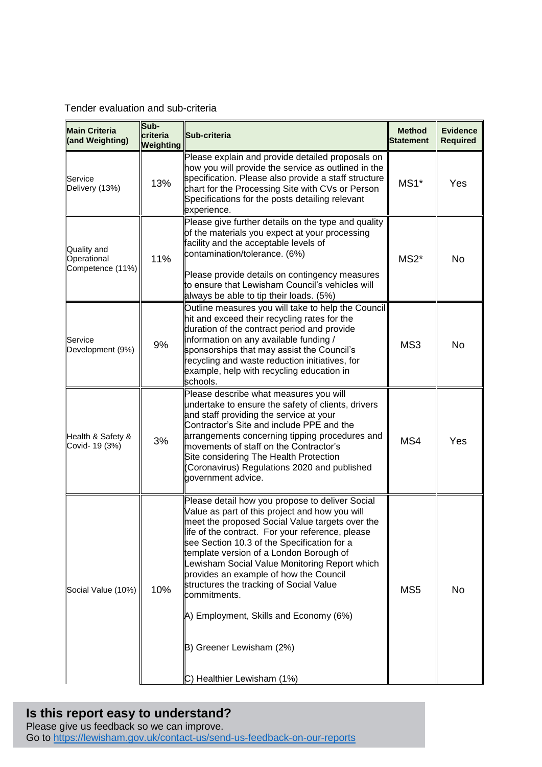Tender evaluation and sub-criteria

| Main Criteria (and Weighting) | Sub-criteria Weighting | Sub-criteria | Method Statement | Evidence Required |
|---|---|---|---|---|
| Service Delivery (13%) | 13% | Please explain and provide detailed proposals on how you will provide the service as outlined in the specification. Please also provide a staff structure chart for the Processing Site with CVs or Person Specifications for the posts detailing relevant experience. | MS1* | Yes |
| Quality and Operational Competence (11%) | 11% | Please give further details on the type and quality of the materials you expect at your processing facility and the acceptable levels of contamination/tolerance. (6%)<br><br>Please provide details on contingency measures to ensure that Lewisham Council's vehicles will always be able to tip their loads. (5%) | MS2* | No |
| Service Development (9%) | 9% | Outline measures you will take to help the Council hit and exceed their recycling rates for the duration of the contract period and provide information on any available funding / sponsorships that may assist the Council's recycling and waste reduction initiatives, for example, help with recycling education in schools. | MS3 | No |
| Health & Safety & Covid- 19 (3%) | 3% | Please describe what measures you will undertake to ensure the safety of clients, drivers and staff providing the service at your Contractor's Site and include PPE and the arrangements concerning tipping procedures and movements of staff on the Contractor's Site considering The Health Protection (Coronavirus) Regulations 2020 and published government advice. | MS4 | Yes |
| Social Value (10%) | 10% | Please detail how you propose to deliver Social Value as part of this project and how you will meet the proposed Social Value targets over the life of the contract. For your reference, please see Section 10.3 of the Specification for a template version of a London Borough of Lewisham Social Value Monitoring Report which provides an example of how the Council structures the tracking of Social Value commitments.<br><br>A) Employment, Skills and Economy (6%)<br><br>B) Greener Lewisham (2%)<br><br>C) Healthier Lewisham (1%) | MS5 | No |

**Is this report easy to understand?**
Please give us feedback so we can improve.
Go to https://lewisham.gov.uk/contact-us/send-us-feedback-on-our-reports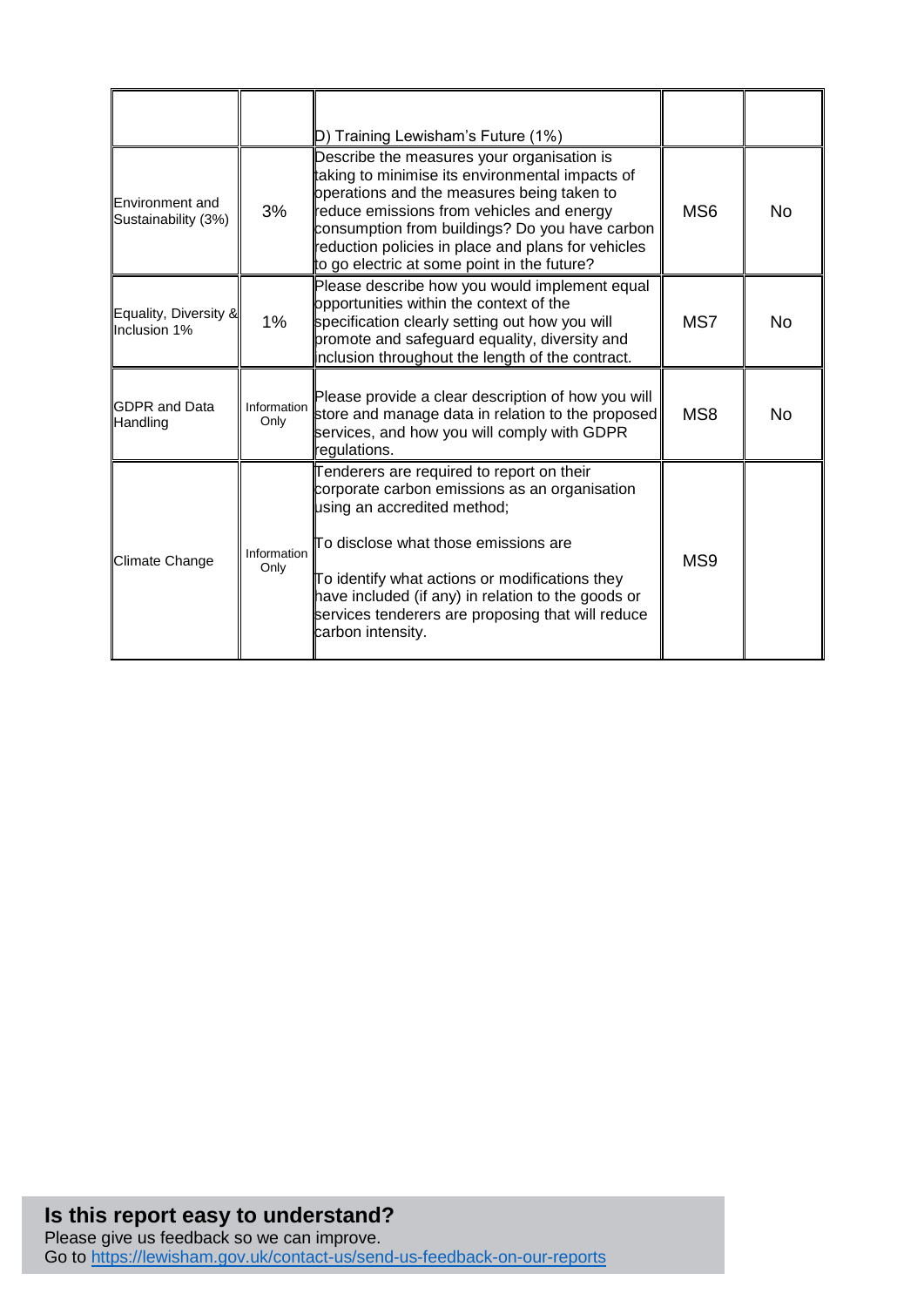| | | | | |
|---|---|---|---|---|
| | | D) Training Lewisham's Future (1%) | | |
| Environment and Sustainability (3%) | 3% | Describe the measures your organisation is taking to minimise its environmental impacts of operations and the measures being taken to reduce emissions from vehicles and energy consumption from buildings? Do you have carbon reduction policies in place and plans for vehicles to go electric at some point in the future? | MS6 | No |
| Equality, Diversity & Inclusion 1% | 1% | Please describe how you would implement equal opportunities within the context of the specification clearly setting out how you will promote and safeguard equality, diversity and inclusion throughout the length of the contract. | MS7 | No |
| GDPR and Data Handling | Information Only | Please provide a clear description of how you will store and manage data in relation to the proposed services, and how you will comply with GDPR regulations. | MS8 | No |
| Climate Change | Information Only | Tenderers are required to report on their corporate carbon emissions as an organisation using an accredited method;<br><br>To disclose what those emissions are<br><br>To identify what actions or modifications they have included (if any) in relation to the goods or services tenderers are proposing that will reduce carbon intensity. | MS9 | |

**Is this report easy to understand?**
Please give us feedback so we can improve.
Go to https://lewisham.gov.uk/contact-us/send-us-feedback-on-our-reports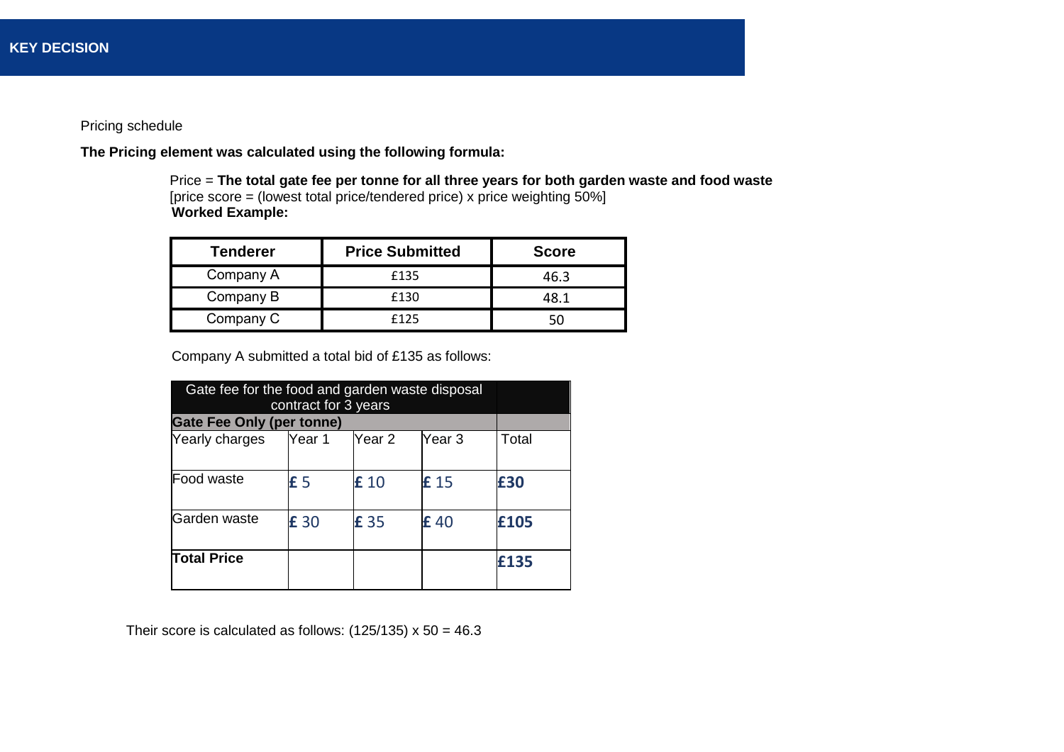**KEY DECISION**

Pricing schedule

**The Pricing element was calculated using the following formula:**

Price = **The total gate fee per tonne for all three years for both garden waste and food waste**
[price score = (lowest total price/tendered price) x price weighting 50%]
**Worked Example:**

| Tenderer | Price Submitted | Score |
|---|---|---|
| Company A | £135 | 46.3 |
| Company B | £130 | 48.1 |
| Company C | £125 | 50 |

Company A submitted a total bid of £135 as follows:

| Gate fee for the food and garden waste disposal contract for 3 years | | | | |
|---|---|---|---|---|
| **Gate Fee Only (per tonne)** | | | | |
| Yearly charges | Year 1 | Year 2 | Year 3 | Total |
| Food waste | £ 5 | £ 10 | £ 15 | **£30** |
| Garden waste | £ 30 | £ 35 | £ 40 | **£105** |
| **Total Price** | | | | **£135** |

Their score is calculated as follows: (125/135) x 50 = 46.3